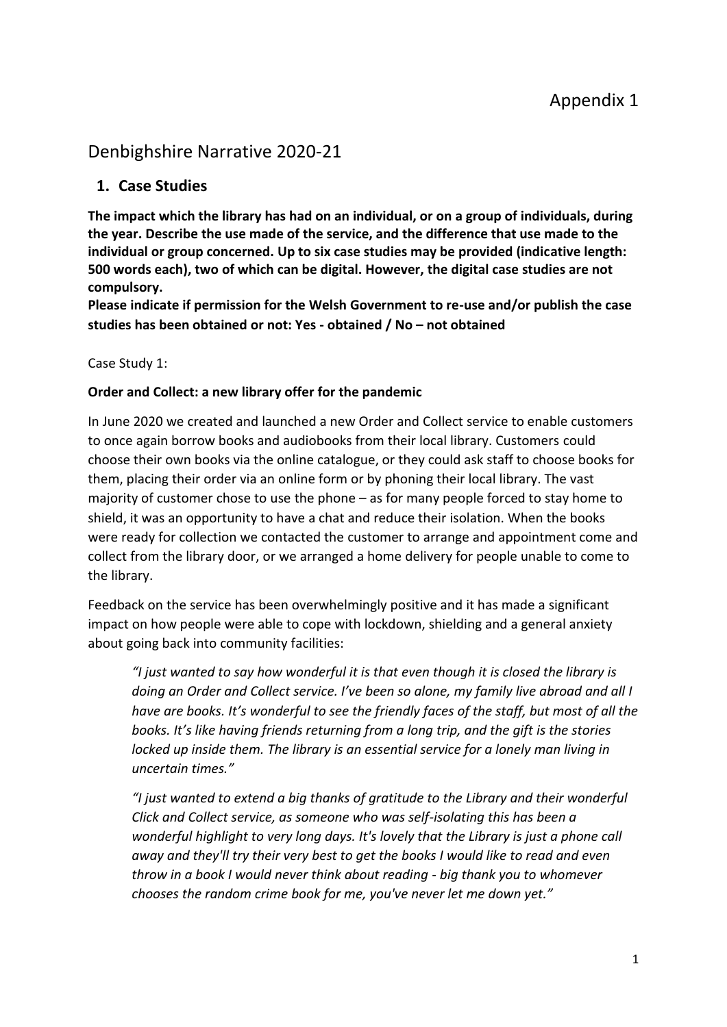Appendix 1

# Denbighshire Narrative 2020-21

## 1. Case Studies

**The impact which the library has had on an individual, or on a group of individuals, during the year. Describe the use made of the service, and the difference that use made to the individual or group concerned. Up to six case studies may be provided (indicative length: 500 words each), two of which can be digital. However, the digital case studies are not compulsory.**

**Please indicate if permission for the Welsh Government to re-use and/or publish the case studies has been obtained or not: Yes - obtained / No – not obtained**

Case Study 1:

**Order and Collect: a new library offer for the pandemic**

In June 2020 we created and launched a new Order and Collect service to enable customers to once again borrow books and audiobooks from their local library. Customers could choose their own books via the online catalogue, or they could ask staff to choose books for them, placing their order via an online form or by phoning their local library. The vast majority of customer chose to use the phone – as for many people forced to stay home to shield, it was an opportunity to have a chat and reduce their isolation. When the books were ready for collection we contacted the customer to arrange and appointment come and collect from the library door, or we arranged a home delivery for people unable to come to the library.

Feedback on the service has been overwhelmingly positive and it has made a significant impact on how people were able to cope with lockdown, shielding and a general anxiety about going back into community facilities:

> *"I just wanted to say how wonderful it is that even though it is closed the library is doing an Order and Collect service. I've been so alone, my family live abroad and all I have are books. It's wonderful to see the friendly faces of the staff, but most of all the books. It's like having friends returning from a long trip, and the gift is the stories locked up inside them. The library is an essential service for a lonely man living in uncertain times."*

> *"I just wanted to extend a big thanks of gratitude to the Library and their wonderful Click and Collect service, as someone who was self-isolating this has been a wonderful highlight to very long days. It's lovely that the Library is just a phone call away and they'll try their very best to get the books I would like to read and even throw in a book I would never think about reading - big thank you to whomever chooses the random crime book for me, you've never let me down yet."*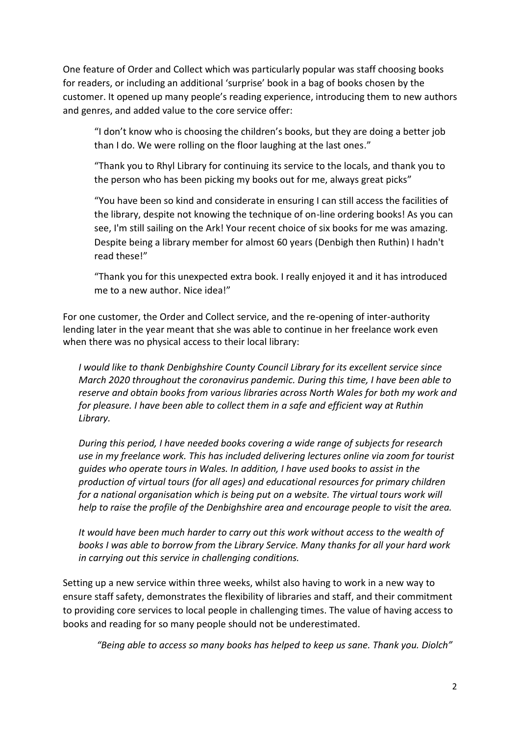One feature of Order and Collect which was particularly popular was staff choosing books for readers, or including an additional 'surprise' book in a bag of books chosen by the customer. It opened up many people's reading experience, introducing them to new authors and genres, and added value to the core service offer:

> "I don't know who is choosing the children's books, but they are doing a better job than I do. We were rolling on the floor laughing at the last ones."
>
> "Thank you to Rhyl Library for continuing its service to the locals, and thank you to the person who has been picking my books out for me, always great picks"
>
> "You have been so kind and considerate in ensuring I can still access the facilities of the library, despite not knowing the technique of on-line ordering books! As you can see, I'm still sailing on the Ark! Your recent choice of six books for me was amazing. Despite being a library member for almost 60 years (Denbigh then Ruthin) I hadn't read these!"
>
> "Thank you for this unexpected extra book. I really enjoyed it and it has introduced me to a new author. Nice idea!"

For one customer, the Order and Collect service, and the re-opening of inter-authority lending later in the year meant that she was able to continue in her freelance work even when there was no physical access to their local library:

> *I would like to thank Denbighshire County Council Library for its excellent service since March 2020 throughout the coronavirus pandemic. During this time, I have been able to reserve and obtain books from various libraries across North Wales for both my work and for pleasure. I have been able to collect them in a safe and efficient way at Ruthin Library.*
>
> *During this period, I have needed books covering a wide range of subjects for research use in my freelance work. This has included delivering lectures online via zoom for tourist guides who operate tours in Wales. In addition, I have used books to assist in the production of virtual tours (for all ages) and educational resources for primary children for a national organisation which is being put on a website. The virtual tours work will help to raise the profile of the Denbighshire area and encourage people to visit the area.*
>
> *It would have been much harder to carry out this work without access to the wealth of books I was able to borrow from the Library Service. Many thanks for all your hard work in carrying out this service in challenging conditions.*

Setting up a new service within three weeks, whilst also having to work in a new way to ensure staff safety, demonstrates the flexibility of libraries and staff, and their commitment to providing core services to local people in challenging times. The value of having access to books and reading for so many people should not be underestimated.

> *"Being able to access so many books has helped to keep us sane. Thank you. Diolch"*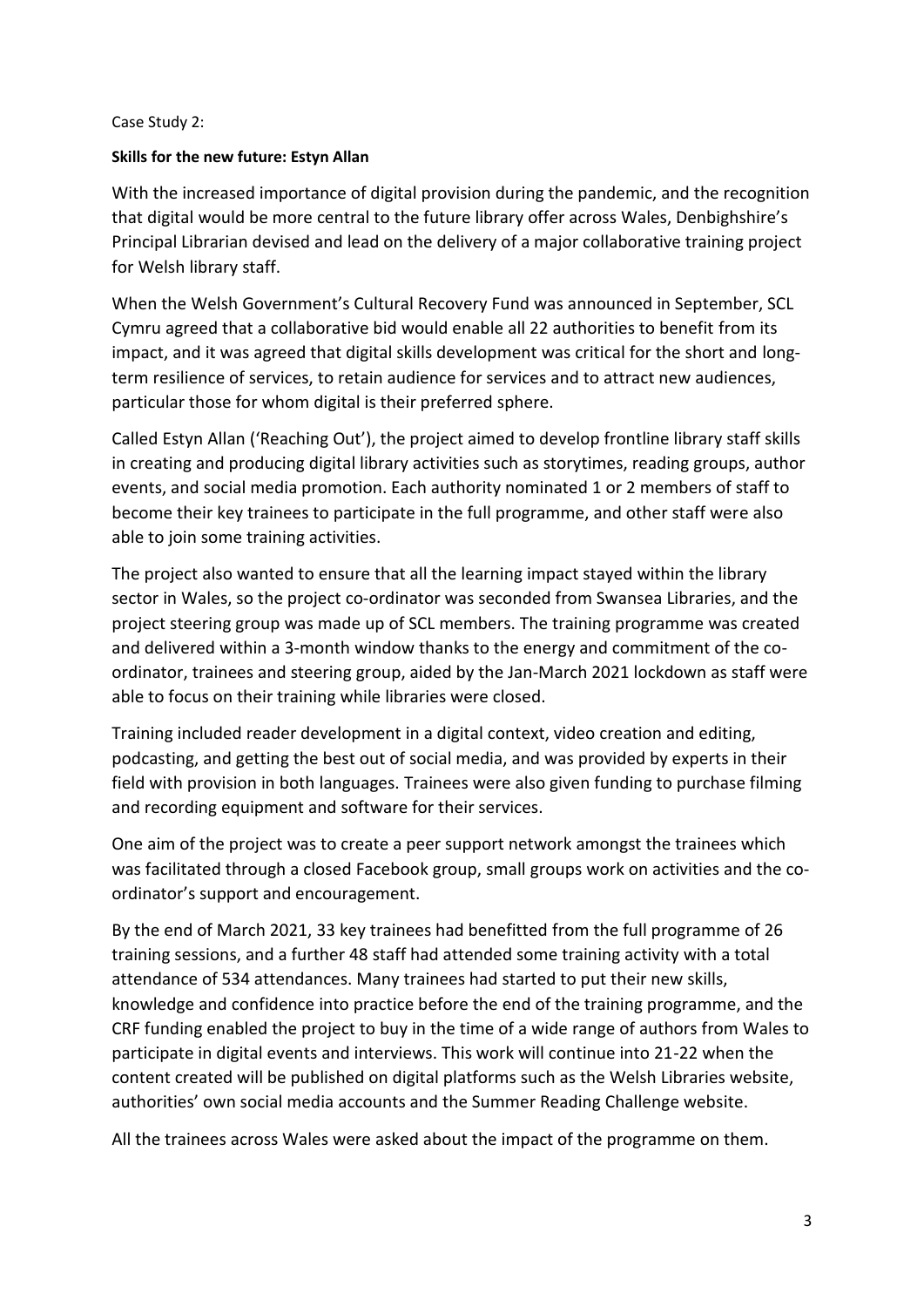Case Study 2:

**Skills for the new future: Estyn Allan**

With the increased importance of digital provision during the pandemic, and the recognition that digital would be more central to the future library offer across Wales, Denbighshire's Principal Librarian devised and lead on the delivery of a major collaborative training project for Welsh library staff.

When the Welsh Government's Cultural Recovery Fund was announced in September, SCL Cymru agreed that a collaborative bid would enable all 22 authorities to benefit from its impact, and it was agreed that digital skills development was critical for the short and long-term resilience of services, to retain audience for services and to attract new audiences, particular those for whom digital is their preferred sphere.

Called Estyn Allan ('Reaching Out'), the project aimed to develop frontline library staff skills in creating and producing digital library activities such as storytimes, reading groups, author events, and social media promotion. Each authority nominated 1 or 2 members of staff to become their key trainees to participate in the full programme, and other staff were also able to join some training activities.

The project also wanted to ensure that all the learning impact stayed within the library sector in Wales, so the project co-ordinator was seconded from Swansea Libraries, and the project steering group was made up of SCL members. The training programme was created and delivered within a 3-month window thanks to the energy and commitment of the co-ordinator, trainees and steering group, aided by the Jan-March 2021 lockdown as staff were able to focus on their training while libraries were closed.

Training included reader development in a digital context, video creation and editing, podcasting, and getting the best out of social media, and was provided by experts in their field with provision in both languages. Trainees were also given funding to purchase filming and recording equipment and software for their services.

One aim of the project was to create a peer support network amongst the trainees which was facilitated through a closed Facebook group, small groups work on activities and the co-ordinator's support and encouragement.

By the end of March 2021, 33 key trainees had benefitted from the full programme of 26 training sessions, and a further 48 staff had attended some training activity with a total attendance of 534 attendances. Many trainees had started to put their new skills, knowledge and confidence into practice before the end of the training programme, and the CRF funding enabled the project to buy in the time of a wide range of authors from Wales to participate in digital events and interviews. This work will continue into 21-22 when the content created will be published on digital platforms such as the Welsh Libraries website, authorities' own social media accounts and the Summer Reading Challenge website.

All the trainees across Wales were asked about the impact of the programme on them.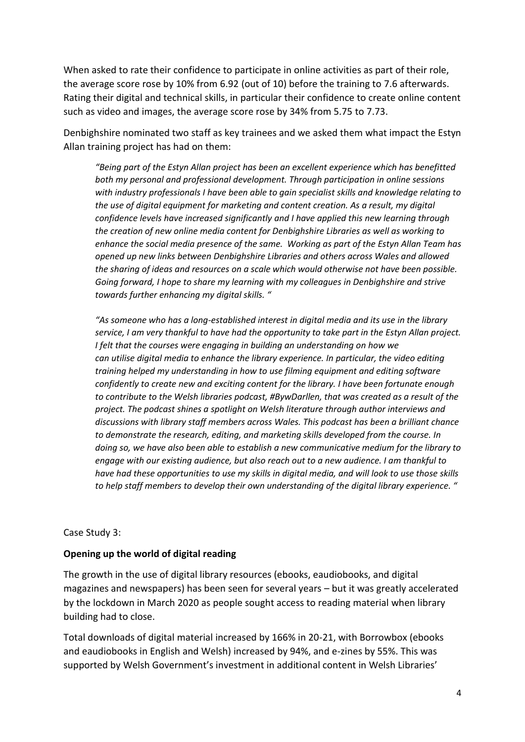When asked to rate their confidence to participate in online activities as part of their role, the average score rose by 10% from 6.92 (out of 10) before the training to 7.6 afterwards. Rating their digital and technical skills, in particular their confidence to create online content such as video and images, the average score rose by 34% from 5.75 to 7.73.

Denbighshire nominated two staff as key trainees and we asked them what impact the Estyn Allan training project has had on them:

> *"Being part of the Estyn Allan project has been an excellent experience which has benefitted both my personal and professional development. Through participation in online sessions with industry professionals I have been able to gain specialist skills and knowledge relating to the use of digital equipment for marketing and content creation. As a result, my digital confidence levels have increased significantly and I have applied this new learning through the creation of new online media content for Denbighshire Libraries as well as working to enhance the social media presence of the same. Working as part of the Estyn Allan Team has opened up new links between Denbighshire Libraries and others across Wales and allowed the sharing of ideas and resources on a scale which would otherwise not have been possible. Going forward, I hope to share my learning with my colleagues in Denbighshire and strive towards further enhancing my digital skills. "*

> *"As someone who has a long-established interest in digital media and its use in the library service, I am very thankful to have had the opportunity to take part in the Estyn Allan project. I felt that the courses were engaging in building an understanding on how we can utilise digital media to enhance the library experience. In particular, the video editing training helped my understanding in how to use filming equipment and editing software confidently to create new and exciting content for the library. I have been fortunate enough to contribute to the Welsh libraries podcast, #BywDarllen, that was created as a result of the project. The podcast shines a spotlight on Welsh literature through author interviews and discussions with library staff members across Wales. This podcast has been a brilliant chance to demonstrate the research, editing, and marketing skills developed from the course. In doing so, we have also been able to establish a new communicative medium for the library to engage with our existing audience, but also reach out to a new audience. I am thankful to have had these opportunities to use my skills in digital media, and will look to use those skills to help staff members to develop their own understanding of the digital library experience. "*

Case Study 3:

**Opening up the world of digital reading**

The growth in the use of digital library resources (ebooks, eaudiobooks, and digital magazines and newspapers) has been seen for several years – but it was greatly accelerated by the lockdown in March 2020 as people sought access to reading material when library building had to close.

Total downloads of digital material increased by 166% in 20-21, with Borrowbox (ebooks and eaudiobooks in English and Welsh) increased by 94%, and e-zines by 55%. This was supported by Welsh Government's investment in additional content in Welsh Libraries'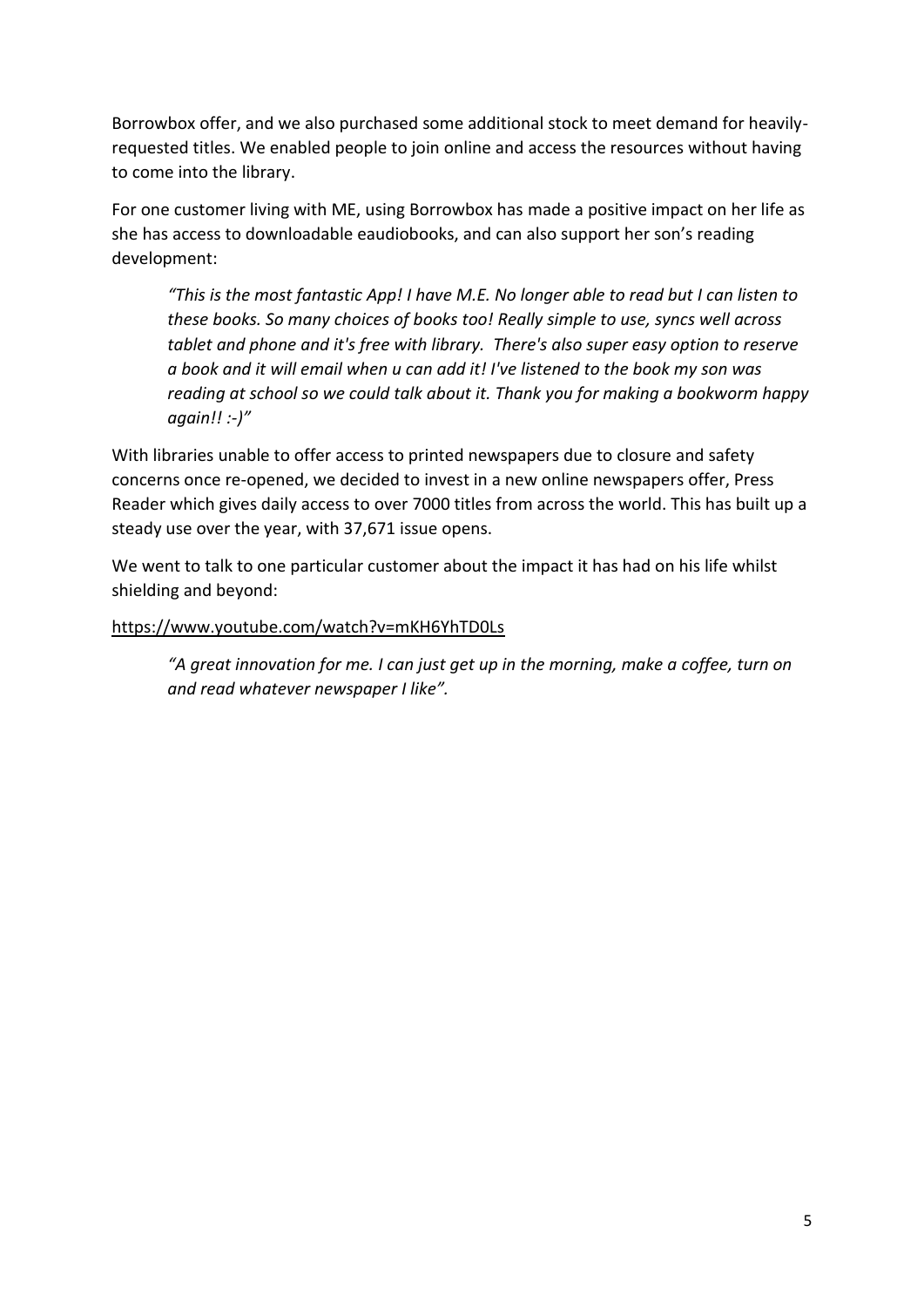Borrowbox offer, and we also purchased some additional stock to meet demand for heavily-requested titles. We enabled people to join online and access the resources without having to come into the library.

For one customer living with ME, using Borrowbox has made a positive impact on her life as she has access to downloadable eaudiobooks, and can also support her son's reading development:

> *"This is the most fantastic App! I have M.E. No longer able to read but I can listen to these books. So many choices of books too! Really simple to use, syncs well across tablet and phone and it's free with library. There's also super easy option to reserve a book and it will email when u can add it! I've listened to the book my son was reading at school so we could talk about it. Thank you for making a bookworm happy again!! :-)"*

With libraries unable to offer access to printed newspapers due to closure and safety concerns once re-opened, we decided to invest in a new online newspapers offer, Press Reader which gives daily access to over 7000 titles from across the world. This has built up a steady use over the year, with 37,671 issue opens.

We went to talk to one particular customer about the impact it has had on his life whilst shielding and beyond:

https://www.youtube.com/watch?v=mKH6YhTD0Ls

> *"A great innovation for me. I can just get up in the morning, make a coffee, turn on and read whatever newspaper I like".*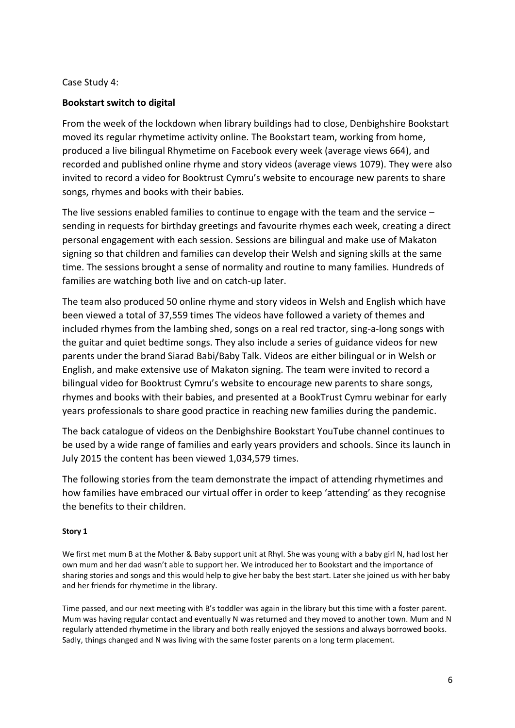Case Study 4:

**Bookstart switch to digital**

From the week of the lockdown when library buildings had to close, Denbighshire Bookstart moved its regular rhymetime activity online. The Bookstart team, working from home, produced a live bilingual Rhymetime on Facebook every week (average views 664), and recorded and published online rhyme and story videos (average views 1079). They were also invited to record a video for Booktrust Cymru's website to encourage new parents to share songs, rhymes and books with their babies.

The live sessions enabled families to continue to engage with the team and the service – sending in requests for birthday greetings and favourite rhymes each week, creating a direct personal engagement with each session. Sessions are bilingual and make use of Makaton signing so that children and families can develop their Welsh and signing skills at the same time. The sessions brought a sense of normality and routine to many families. Hundreds of families are watching both live and on catch-up later.

The team also produced 50 online rhyme and story videos in Welsh and English which have been viewed a total of 37,559 times The videos have followed a variety of themes and included rhymes from the lambing shed, songs on a real red tractor, sing-a-long songs with the guitar and quiet bedtime songs. They also include a series of guidance videos for new parents under the brand Siarad Babi/Baby Talk. Videos are either bilingual or in Welsh or English, and make extensive use of Makaton signing. The team were invited to record a bilingual video for Booktrust Cymru's website to encourage new parents to share songs, rhymes and books with their babies, and presented at a BookTrust Cymru webinar for early years professionals to share good practice in reaching new families during the pandemic.

The back catalogue of videos on the Denbighshire Bookstart YouTube channel continues to be used by a wide range of families and early years providers and schools. Since its launch in July 2015 the content has been viewed 1,034,579 times.

The following stories from the team demonstrate the impact of attending rhymetimes and how families have embraced our virtual offer in order to keep 'attending' as they recognise the benefits to their children.

**Story 1**

We first met mum B at the Mother & Baby support unit at Rhyl. She was young with a baby girl N, had lost her own mum and her dad wasn't able to support her. We introduced her to Bookstart and the importance of sharing stories and songs and this would help to give her baby the best start. Later she joined us with her baby and her friends for rhymetime in the library.

Time passed, and our next meeting with B's toddler was again in the library but this time with a foster parent. Mum was having regular contact and eventually N was returned and they moved to another town. Mum and N regularly attended rhymetime in the library and both really enjoyed the sessions and always borrowed books. Sadly, things changed and N was living with the same foster parents on a long term placement.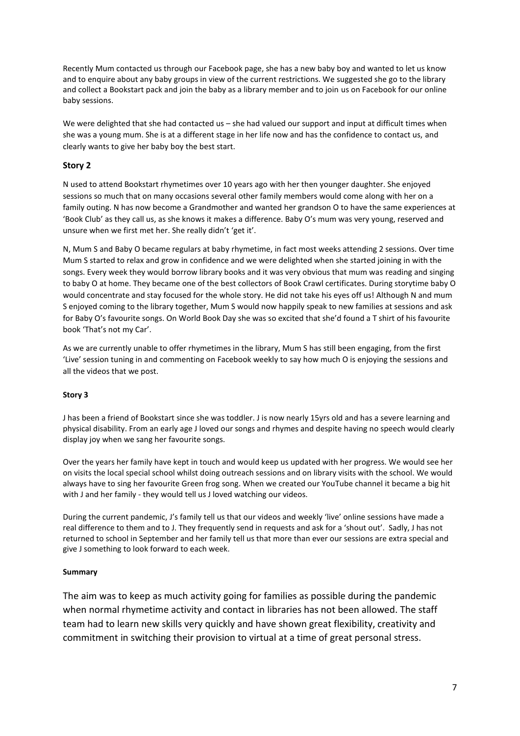Recently Mum contacted us through our Facebook page, she has a new baby boy and wanted to let us know and to enquire about any baby groups in view of the current restrictions. We suggested she go to the library and collect a Bookstart pack and join the baby as a library member and to join us on Facebook for our online baby sessions.

We were delighted that she had contacted us – she had valued our support and input at difficult times when she was a young mum. She is at a different stage in her life now and has the confidence to contact us, and clearly wants to give her baby boy the best start.

### Story 2

N used to attend Bookstart rhymetimes over 10 years ago with her then younger daughter. She enjoyed sessions so much that on many occasions several other family members would come along with her on a family outing. N has now become a Grandmother and wanted her grandson O to have the same experiences at 'Book Club' as they call us, as she knows it makes a difference. Baby O's mum was very young, reserved and unsure when we first met her. She really didn't 'get it'.

N, Mum S and Baby O became regulars at baby rhymetime, in fact most weeks attending 2 sessions. Over time Mum S started to relax and grow in confidence and we were delighted when she started joining in with the songs. Every week they would borrow library books and it was very obvious that mum was reading and singing to baby O at home. They became one of the best collectors of Book Crawl certificates. During storytime baby O would concentrate and stay focused for the whole story. He did not take his eyes off us! Although N and mum S enjoyed coming to the library together, Mum S would now happily speak to new families at sessions and ask for Baby O's favourite songs. On World Book Day she was so excited that she'd found a T shirt of his favourite book 'That's not my Car'.

As we are currently unable to offer rhymetimes in the library, Mum S has still been engaging, from the first 'Live' session tuning in and commenting on Facebook weekly to say how much O is enjoying the sessions and all the videos that we post.

#### Story 3

J has been a friend of Bookstart since she was toddler. J is now nearly 15yrs old and has a severe learning and physical disability. From an early age J loved our songs and rhymes and despite having no speech would clearly display joy when we sang her favourite songs.

Over the years her family have kept in touch and would keep us updated with her progress. We would see her on visits the local special school whilst doing outreach sessions and on library visits with the school. We would always have to sing her favourite Green frog song. When we created our YouTube channel it became a big hit with J and her family - they would tell us J loved watching our videos.

During the current pandemic, J's family tell us that our videos and weekly 'live' online sessions have made a real difference to them and to J. They frequently send in requests and ask for a 'shout out'. Sadly, J has not returned to school in September and her family tell us that more than ever our sessions are extra special and give J something to look forward to each week.

#### Summary

The aim was to keep as much activity going for families as possible during the pandemic when normal rhymetime activity and contact in libraries has not been allowed. The staff team had to learn new skills very quickly and have shown great flexibility, creativity and commitment in switching their provision to virtual at a time of great personal stress.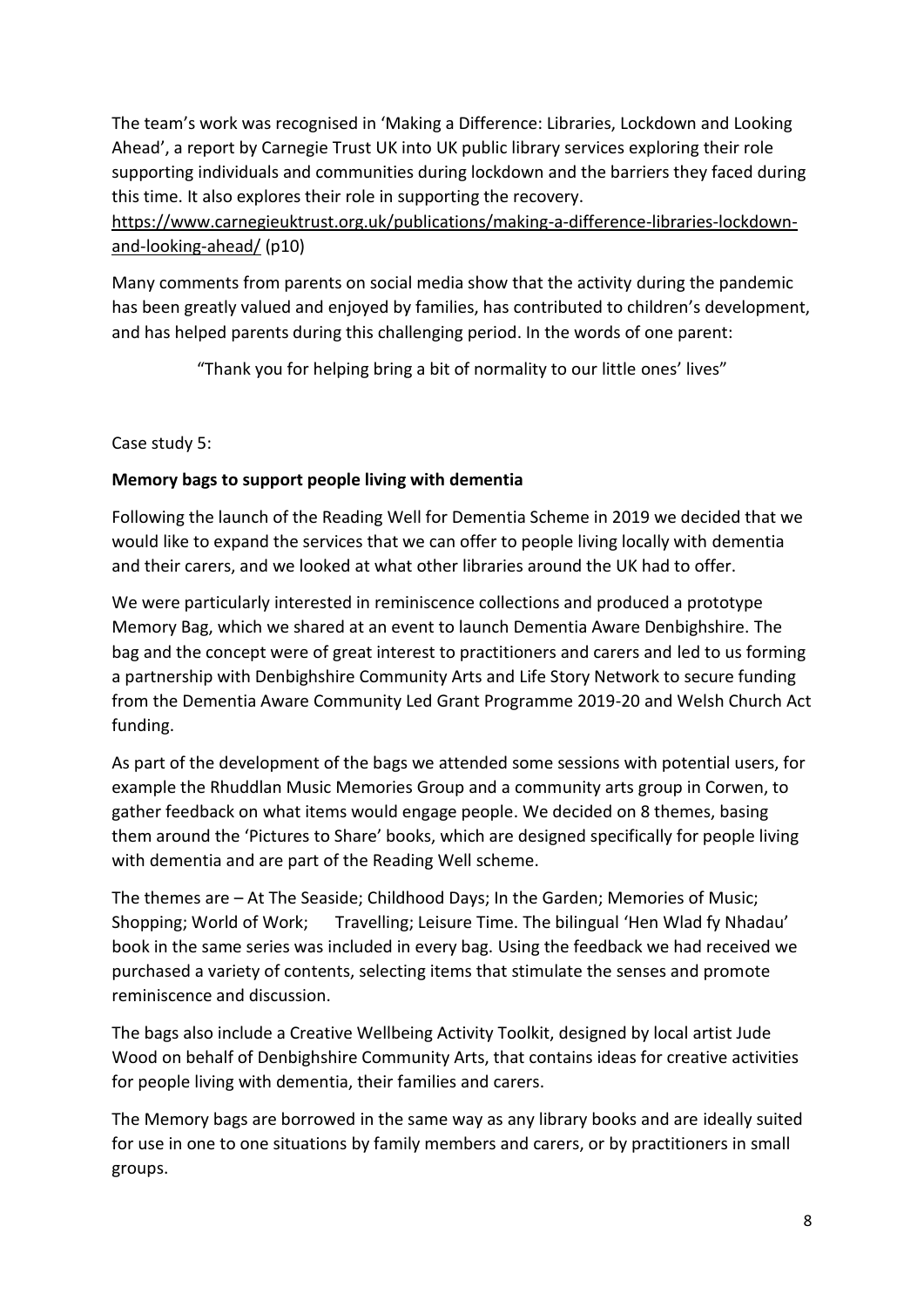The team's work was recognised in 'Making a Difference: Libraries, Lockdown and Looking Ahead', a report by Carnegie Trust UK into UK public library services exploring their role supporting individuals and communities during lockdown and the barriers they faced during this time. It also explores their role in supporting the recovery.
https://www.carnegieuktrust.org.uk/publications/making-a-difference-libraries-lockdown-and-looking-ahead/ (p10)

Many comments from parents on social media show that the activity during the pandemic has been greatly valued and enjoyed by families, has contributed to children's development, and has helped parents during this challenging period. In the words of one parent:

> "Thank you for helping bring a bit of normality to our little ones' lives"

Case study 5:

**Memory bags to support people living with dementia**

Following the launch of the Reading Well for Dementia Scheme in 2019 we decided that we would like to expand the services that we can offer to people living locally with dementia and their carers, and we looked at what other libraries around the UK had to offer.

We were particularly interested in reminiscence collections and produced a prototype Memory Bag, which we shared at an event to launch Dementia Aware Denbighshire. The bag and the concept were of great interest to practitioners and carers and led to us forming a partnership with Denbighshire Community Arts and Life Story Network to secure funding from the Dementia Aware Community Led Grant Programme 2019-20 and Welsh Church Act funding.

As part of the development of the bags we attended some sessions with potential users, for example the Rhuddlan Music Memories Group and a community arts group in Corwen, to gather feedback on what items would engage people. We decided on 8 themes, basing them around the 'Pictures to Share' books, which are designed specifically for people living with dementia and are part of the Reading Well scheme.

The themes are – At The Seaside; Childhood Days; In the Garden; Memories of Music; Shopping; World of Work; Travelling; Leisure Time. The bilingual 'Hen Wlad fy Nhadau' book in the same series was included in every bag. Using the feedback we had received we purchased a variety of contents, selecting items that stimulate the senses and promote reminiscence and discussion.

The bags also include a Creative Wellbeing Activity Toolkit, designed by local artist Jude Wood on behalf of Denbighshire Community Arts, that contains ideas for creative activities for people living with dementia, their families and carers.

The Memory bags are borrowed in the same way as any library books and are ideally suited for use in one to one situations by family members and carers, or by practitioners in small groups.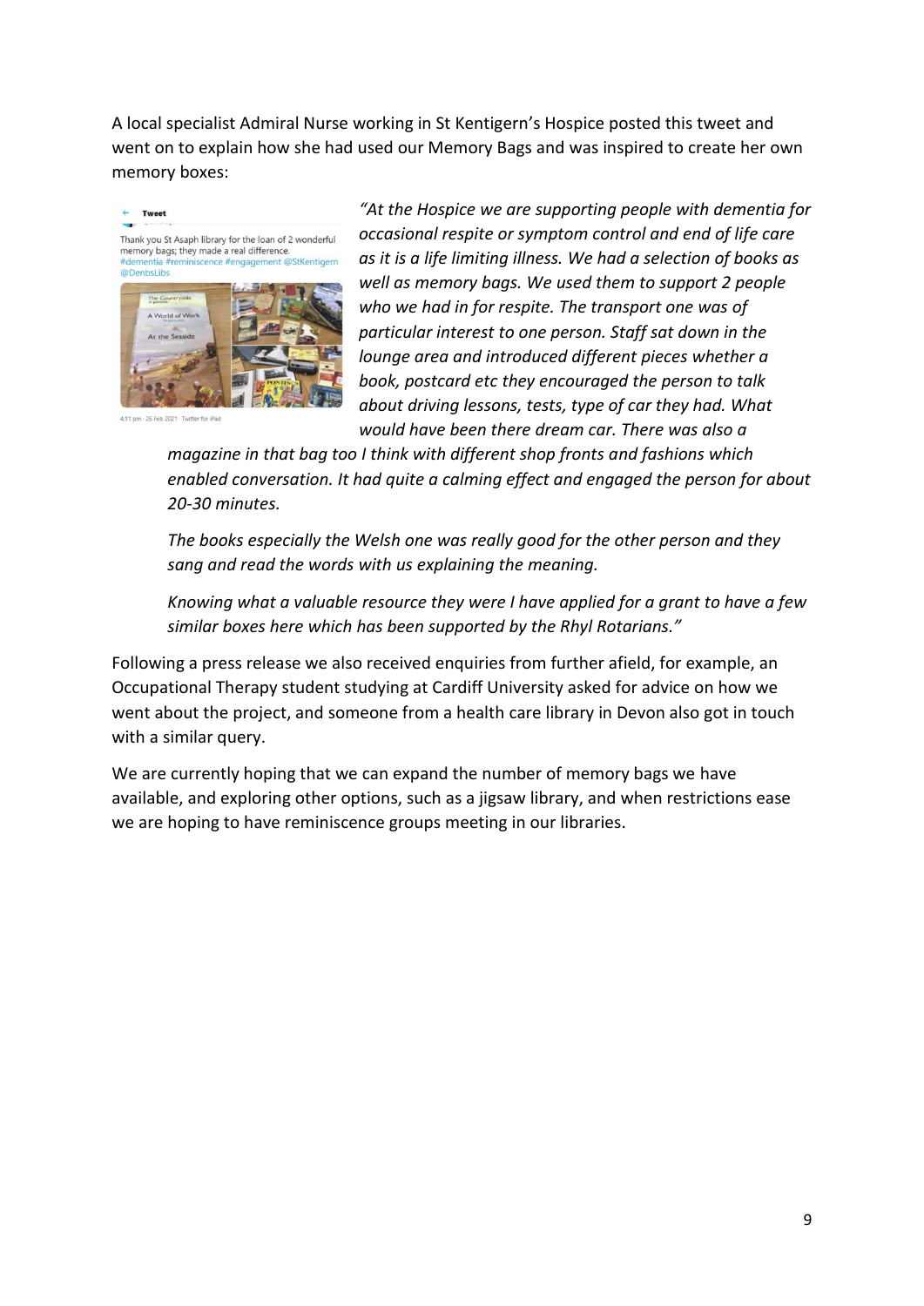A local specialist Admiral Nurse working in St Kentigern's Hospice posted this tweet and went on to explain how she had used our Memory Bags and was inspired to create her own memory boxes:

Tweet

Thank you St Asaph library for the loan of 2 wonderful memory bags; they made a real difference. #dementia #reminiscence #engagement @StKentigern @DenbsLibs

4:11 pm · 26 Feb 2021 · Twitter for iPad

*"At the Hospice we are supporting people with dementia for occasional respite or symptom control and end of life care as it is a life limiting illness. We had a selection of books as well as memory bags. We used them to support 2 people who we had in for respite. The transport one was of particular interest to one person. Staff sat down in the lounge area and introduced different pieces whether a book, postcard etc they encouraged the person to talk about driving lessons, tests, type of car they had. What would have been there dream car. There was also a magazine in that bag too I think with different shop fronts and fashions which enabled conversation. It had quite a calming effect and engaged the person for about 20-30 minutes.*

*The books especially the Welsh one was really good for the other person and they sang and read the words with us explaining the meaning.*

*Knowing what a valuable resource they were I have applied for a grant to have a few similar boxes here which has been supported by the Rhyl Rotarians."*

Following a press release we also received enquiries from further afield, for example, an Occupational Therapy student studying at Cardiff University asked for advice on how we went about the project, and someone from a health care library in Devon also got in touch with a similar query.

We are currently hoping that we can expand the number of memory bags we have available, and exploring other options, such as a jigsaw library, and when restrictions ease we are hoping to have reminiscence groups meeting in our libraries.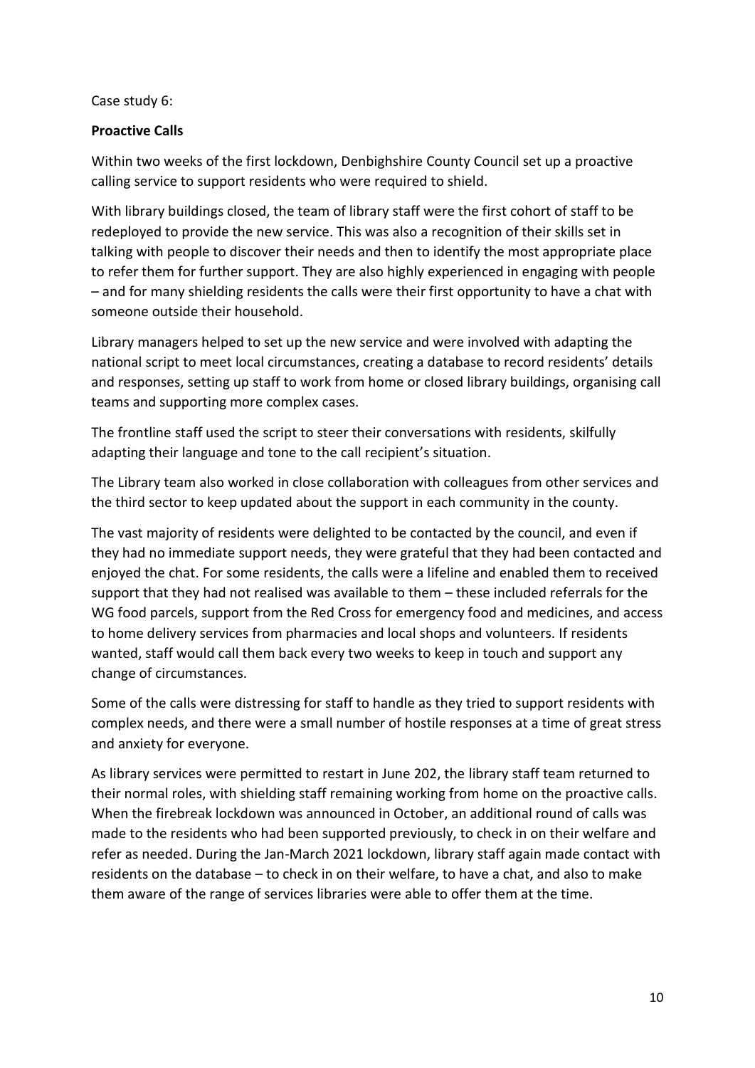Case study 6:

**Proactive Calls**

Within two weeks of the first lockdown, Denbighshire County Council set up a proactive calling service to support residents who were required to shield.

With library buildings closed, the team of library staff were the first cohort of staff to be redeployed to provide the new service. This was also a recognition of their skills set in talking with people to discover their needs and then to identify the most appropriate place to refer them for further support. They are also highly experienced in engaging with people – and for many shielding residents the calls were their first opportunity to have a chat with someone outside their household.

Library managers helped to set up the new service and were involved with adapting the national script to meet local circumstances, creating a database to record residents' details and responses, setting up staff to work from home or closed library buildings, organising call teams and supporting more complex cases.

The frontline staff used the script to steer their conversations with residents, skilfully adapting their language and tone to the call recipient's situation.

The Library team also worked in close collaboration with colleagues from other services and the third sector to keep updated about the support in each community in the county.

The vast majority of residents were delighted to be contacted by the council, and even if they had no immediate support needs, they were grateful that they had been contacted and enjoyed the chat. For some residents, the calls were a lifeline and enabled them to received support that they had not realised was available to them – these included referrals for the WG food parcels, support from the Red Cross for emergency food and medicines, and access to home delivery services from pharmacies and local shops and volunteers. If residents wanted, staff would call them back every two weeks to keep in touch and support any change of circumstances.

Some of the calls were distressing for staff to handle as they tried to support residents with complex needs, and there were a small number of hostile responses at a time of great stress and anxiety for everyone.

As library services were permitted to restart in June 202, the library staff team returned to their normal roles, with shielding staff remaining working from home on the proactive calls. When the firebreak lockdown was announced in October, an additional round of calls was made to the residents who had been supported previously, to check in on their welfare and refer as needed. During the Jan-March 2021 lockdown, library staff again made contact with residents on the database – to check in on their welfare, to have a chat, and also to make them aware of the range of services libraries were able to offer them at the time.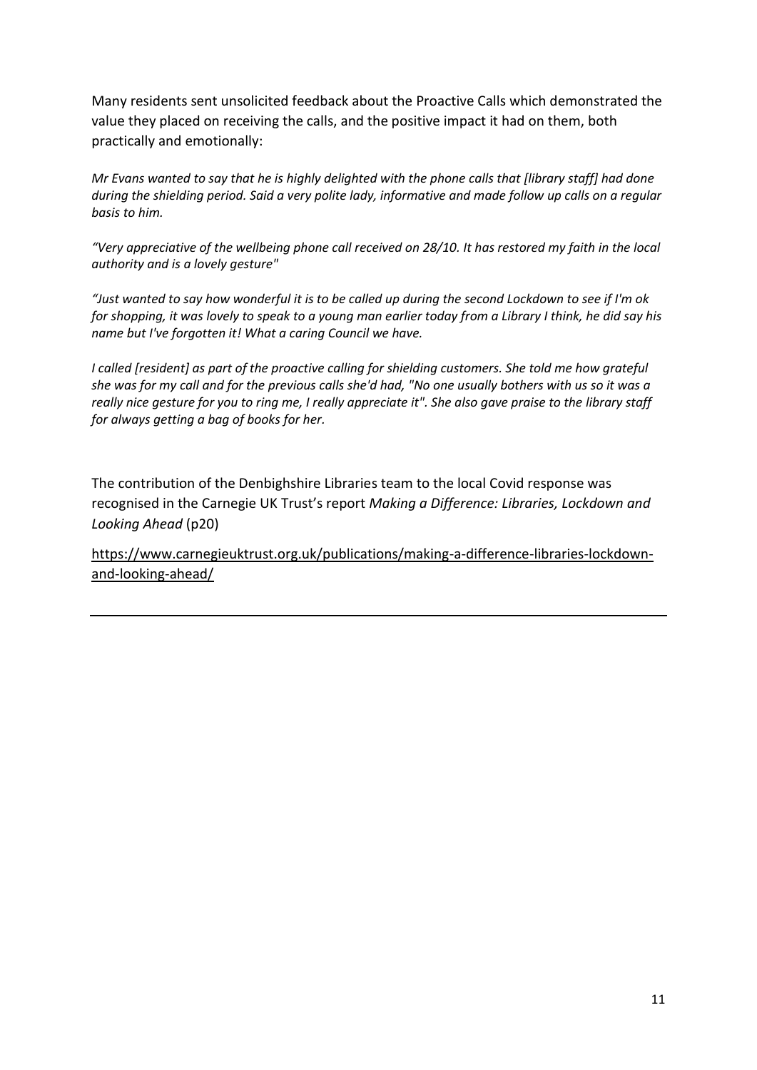Many residents sent unsolicited feedback about the Proactive Calls which demonstrated the value they placed on receiving the calls, and the positive impact it had on them, both practically and emotionally:

*Mr Evans wanted to say that he is highly delighted with the phone calls that [library staff] had done during the shielding period. Said a very polite lady, informative and made follow up calls on a regular basis to him.*

*"Very appreciative of the wellbeing phone call received on 28/10. It has restored my faith in the local authority and is a lovely gesture"*

*"Just wanted to say how wonderful it is to be called up during the second Lockdown to see if I'm ok for shopping, it was lovely to speak to a young man earlier today from a Library I think, he did say his name but I've forgotten it! What a caring Council we have.*

*I called [resident] as part of the proactive calling for shielding customers. She told me how grateful she was for my call and for the previous calls she'd had, "No one usually bothers with us so it was a really nice gesture for you to ring me, I really appreciate it". She also gave praise to the library staff for always getting a bag of books for her.*

The contribution of the Denbighshire Libraries team to the local Covid response was recognised in the Carnegie UK Trust's report *Making a Difference: Libraries, Lockdown and Looking Ahead* (p20)

https://www.carnegieuktrust.org.uk/publications/making-a-difference-libraries-lockdown-and-looking-ahead/

---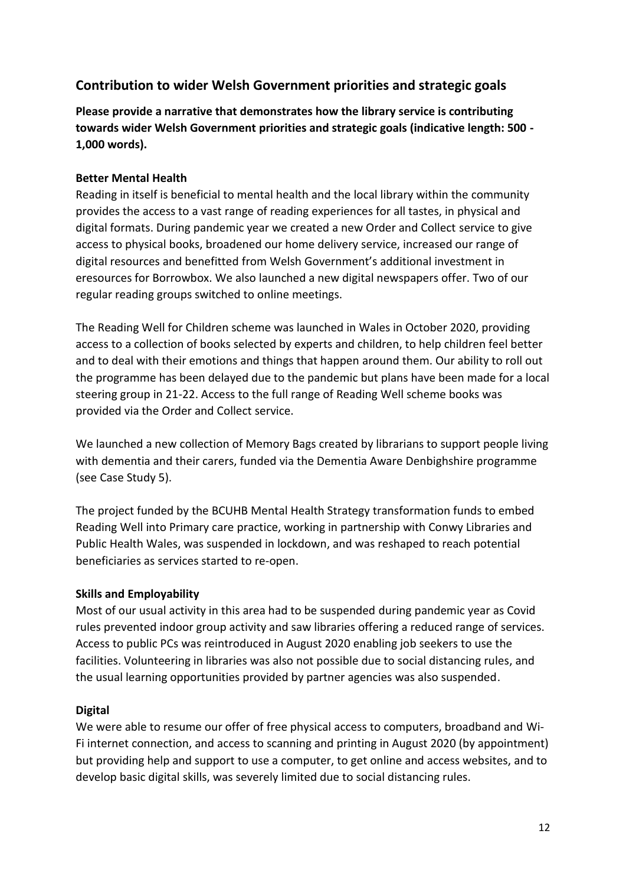## Contribution to wider Welsh Government priorities and strategic goals

**Please provide a narrative that demonstrates how the library service is contributing towards wider Welsh Government priorities and strategic goals (indicative length: 500 - 1,000 words).**

**Better Mental Health**

Reading in itself is beneficial to mental health and the local library within the community provides the access to a vast range of reading experiences for all tastes, in physical and digital formats. During pandemic year we created a new Order and Collect service to give access to physical books, broadened our home delivery service, increased our range of digital resources and benefitted from Welsh Government's additional investment in eresources for Borrowbox. We also launched a new digital newspapers offer. Two of our regular reading groups switched to online meetings.

The Reading Well for Children scheme was launched in Wales in October 2020, providing access to a collection of books selected by experts and children, to help children feel better and to deal with their emotions and things that happen around them. Our ability to roll out the programme has been delayed due to the pandemic but plans have been made for a local steering group in 21-22. Access to the full range of Reading Well scheme books was provided via the Order and Collect service.

We launched a new collection of Memory Bags created by librarians to support people living with dementia and their carers, funded via the Dementia Aware Denbighshire programme (see Case Study 5).

The project funded by the BCUHB Mental Health Strategy transformation funds to embed Reading Well into Primary care practice, working in partnership with Conwy Libraries and Public Health Wales, was suspended in lockdown, and was reshaped to reach potential beneficiaries as services started to re-open.

**Skills and Employability**

Most of our usual activity in this area had to be suspended during pandemic year as Covid rules prevented indoor group activity and saw libraries offering a reduced range of services. Access to public PCs was reintroduced in August 2020 enabling job seekers to use the facilities. Volunteering in libraries was also not possible due to social distancing rules, and the usual learning opportunities provided by partner agencies was also suspended.

**Digital**

We were able to resume our offer of free physical access to computers, broadband and Wi-Fi internet connection, and access to scanning and printing in August 2020 (by appointment) but providing help and support to use a computer, to get online and access websites, and to develop basic digital skills, was severely limited due to social distancing rules.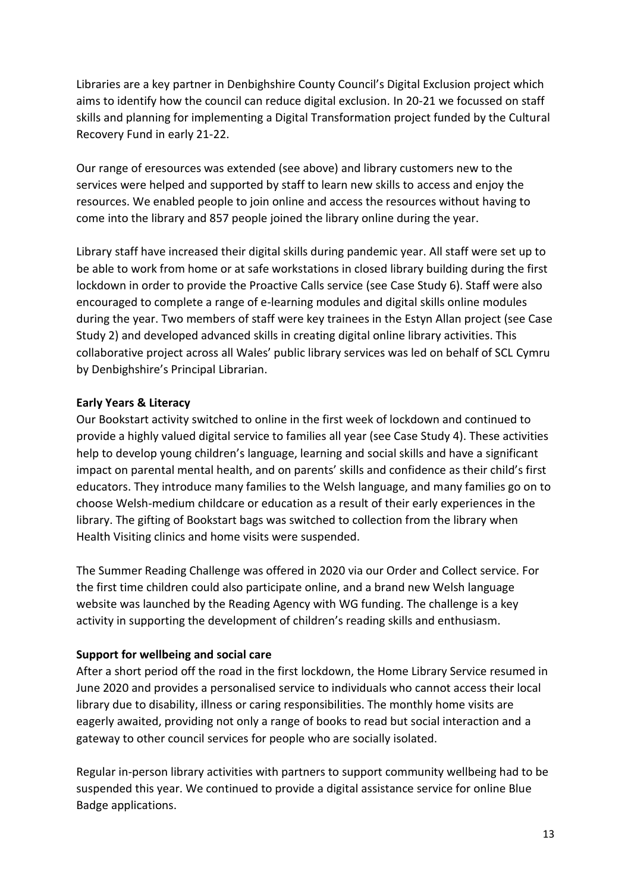Libraries are a key partner in Denbighshire County Council's Digital Exclusion project which aims to identify how the council can reduce digital exclusion. In 20-21 we focussed on staff skills and planning for implementing a Digital Transformation project funded by the Cultural Recovery Fund in early 21-22.

Our range of eresources was extended (see above) and library customers new to the services were helped and supported by staff to learn new skills to access and enjoy the resources. We enabled people to join online and access the resources without having to come into the library and 857 people joined the library online during the year.

Library staff have increased their digital skills during pandemic year. All staff were set up to be able to work from home or at safe workstations in closed library building during the first lockdown in order to provide the Proactive Calls service (see Case Study 6). Staff were also encouraged to complete a range of e-learning modules and digital skills online modules during the year. Two members of staff were key trainees in the Estyn Allan project (see Case Study 2) and developed advanced skills in creating digital online library activities. This collaborative project across all Wales' public library services was led on behalf of SCL Cymru by Denbighshire's Principal Librarian.

**Early Years & Literacy**

Our Bookstart activity switched to online in the first week of lockdown and continued to provide a highly valued digital service to families all year (see Case Study 4). These activities help to develop young children's language, learning and social skills and have a significant impact on parental mental health, and on parents' skills and confidence as their child's first educators. They introduce many families to the Welsh language, and many families go on to choose Welsh-medium childcare or education as a result of their early experiences in the library. The gifting of Bookstart bags was switched to collection from the library when Health Visiting clinics and home visits were suspended.

The Summer Reading Challenge was offered in 2020 via our Order and Collect service. For the first time children could also participate online, and a brand new Welsh language website was launched by the Reading Agency with WG funding. The challenge is a key activity in supporting the development of children's reading skills and enthusiasm.

**Support for wellbeing and social care**

After a short period off the road in the first lockdown, the Home Library Service resumed in June 2020 and provides a personalised service to individuals who cannot access their local library due to disability, illness or caring responsibilities. The monthly home visits are eagerly awaited, providing not only a range of books to read but social interaction and a gateway to other council services for people who are socially isolated.

Regular in-person library activities with partners to support community wellbeing had to be suspended this year. We continued to provide a digital assistance service for online Blue Badge applications.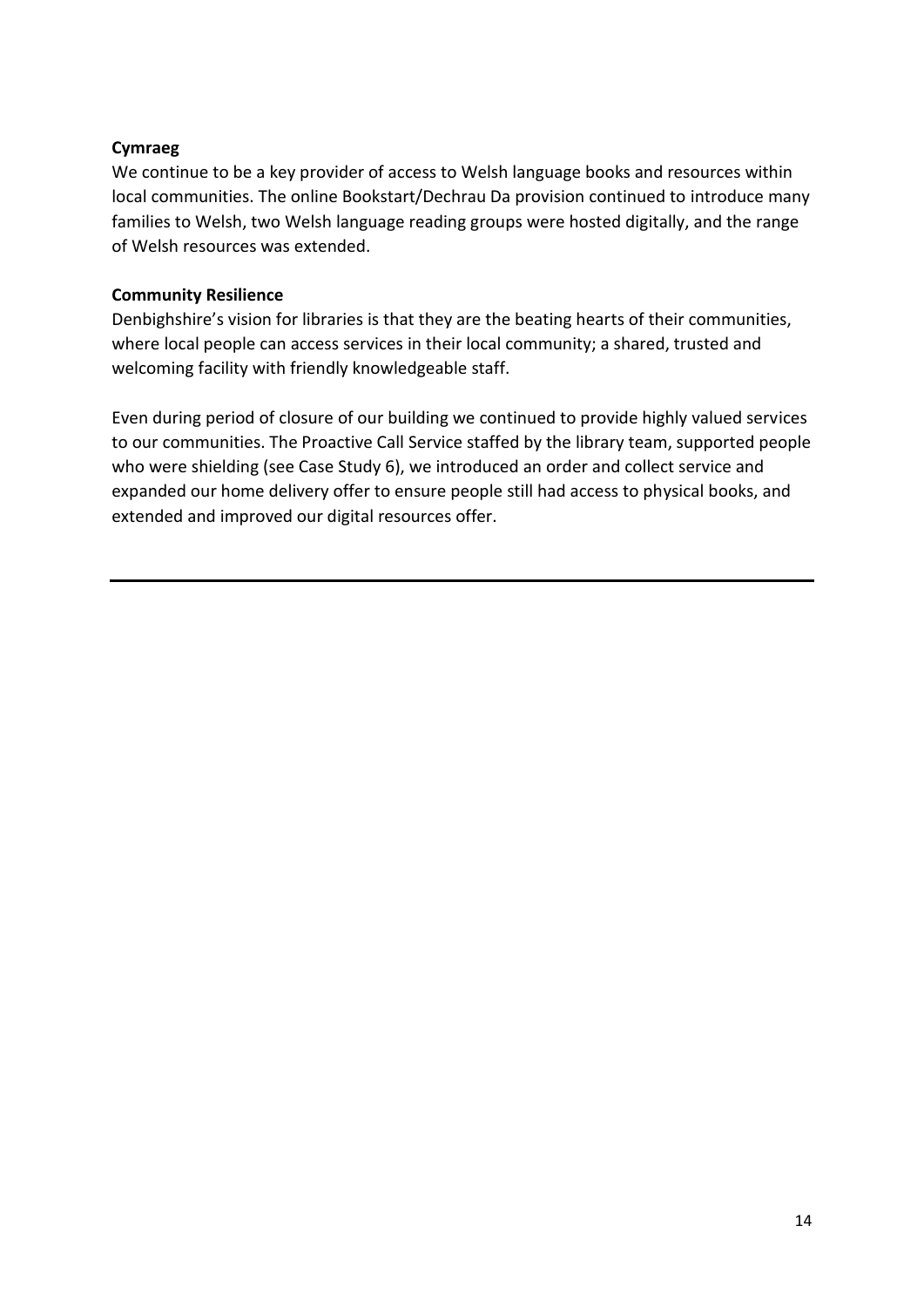**Cymraeg**

We continue to be a key provider of access to Welsh language books and resources within local communities. The online Bookstart/Dechrau Da provision continued to introduce many families to Welsh, two Welsh language reading groups were hosted digitally, and the range of Welsh resources was extended.

**Community Resilience**

Denbighshire's vision for libraries is that they are the beating hearts of their communities, where local people can access services in their local community; a shared, trusted and welcoming facility with friendly knowledgeable staff.

Even during period of closure of our building we continued to provide highly valued services to our communities. The Proactive Call Service staffed by the library team, supported people who were shielding (see Case Study 6), we introduced an order and collect service and expanded our home delivery offer to ensure people still had access to physical books, and extended and improved our digital resources offer.

---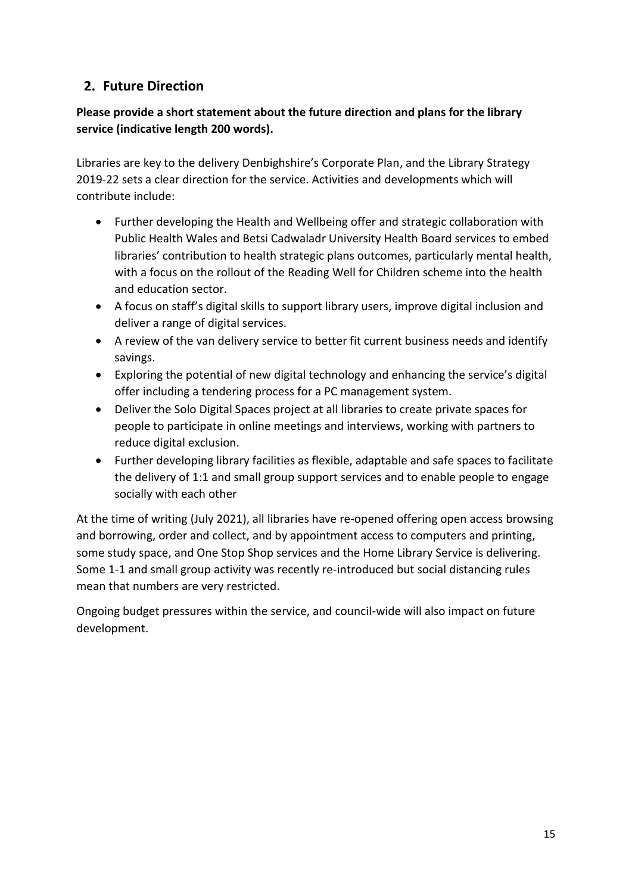## 2. Future Direction

**Please provide a short statement about the future direction and plans for the library service (indicative length 200 words).**

Libraries are key to the delivery Denbighshire's Corporate Plan, and the Library Strategy 2019-22 sets a clear direction for the service. Activities and developments which will contribute include:

- Further developing the Health and Wellbeing offer and strategic collaboration with Public Health Wales and Betsi Cadwaladr University Health Board services to embed libraries' contribution to health strategic plans outcomes, particularly mental health, with a focus on the rollout of the Reading Well for Children scheme into the health and education sector.
- A focus on staff's digital skills to support library users, improve digital inclusion and deliver a range of digital services.
- A review of the van delivery service to better fit current business needs and identify savings.
- Exploring the potential of new digital technology and enhancing the service's digital offer including a tendering process for a PC management system.
- Deliver the Solo Digital Spaces project at all libraries to create private spaces for people to participate in online meetings and interviews, working with partners to reduce digital exclusion.
- Further developing library facilities as flexible, adaptable and safe spaces to facilitate the delivery of 1:1 and small group support services and to enable people to engage socially with each other

At the time of writing (July 2021), all libraries have re-opened offering open access browsing and borrowing, order and collect, and by appointment access to computers and printing, some study space, and One Stop Shop services and the Home Library Service is delivering. Some 1-1 and small group activity was recently re-introduced but social distancing rules mean that numbers are very restricted.

Ongoing budget pressures within the service, and council-wide will also impact on future development.